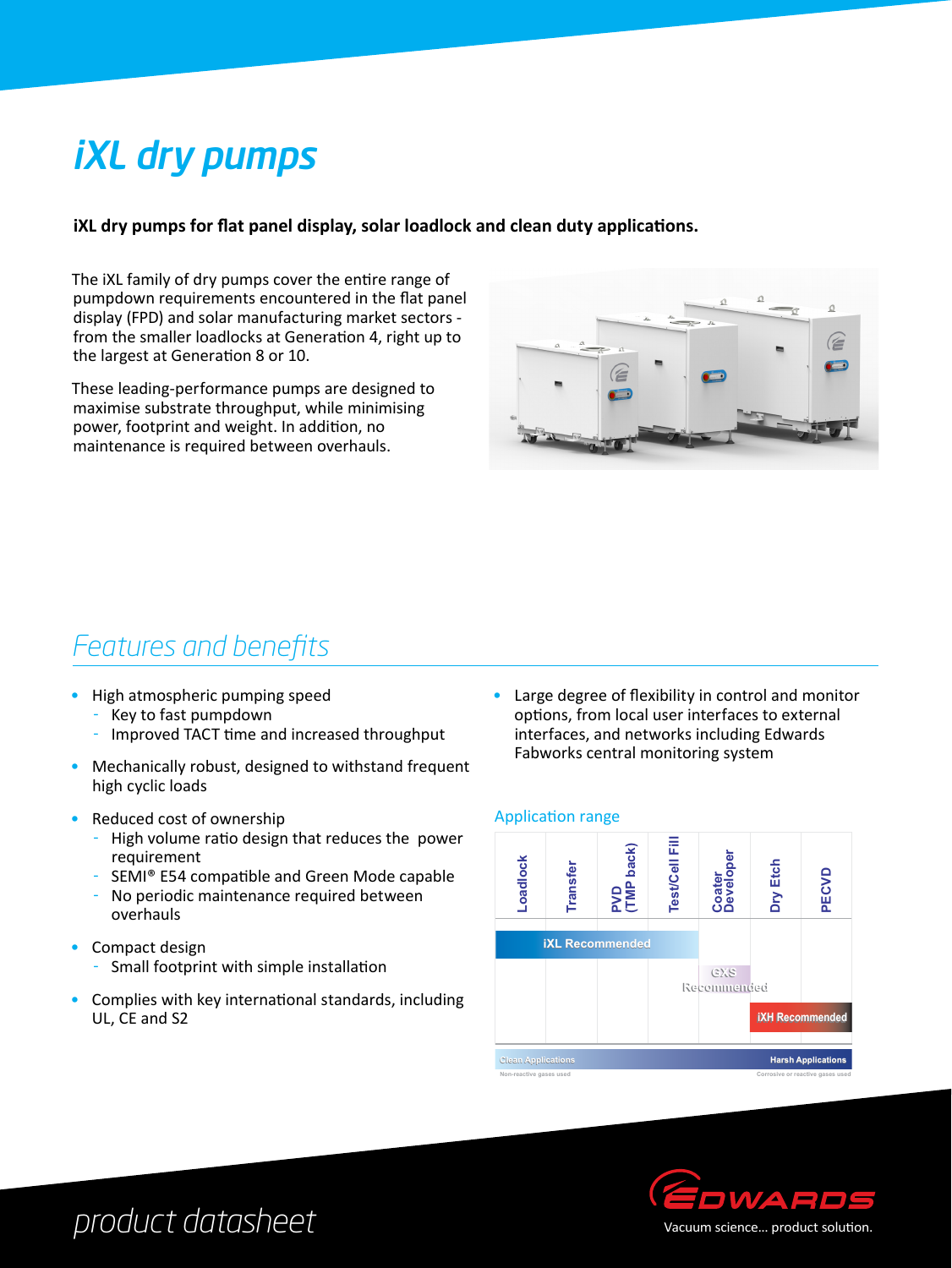# iXL dry pumps

**iXL dry pumps for flat panel display, solar loadlock and clean duty applications.**

The iXL family of dry pumps cover the entire range of pumpdown requirements encountered in the flat panel display (FPD) and solar manufacturing market sectors - from the smaller loadlocks at Generation 4, right up to the largest at Generation 8 or 10.

These leading-performance pumps are designed to maximise substrate throughput, while minimising power, footprint and weight. In addition, no maintenance is required between overhauls.

## Features and benefits

- High atmospheric pumping speed
  - Key to fast pumpdown
  - Improved TACT time and increased throughput
- Mechanically robust, designed to withstand frequent high cyclic loads
- Reduced cost of ownership
  - High volume ratio design that reduces the power requirement
  - SEMI® E54 compatible and Green Mode capable
  - No periodic maintenance required between overhauls
- Compact design
  - Small footprint with simple installation
- Complies with key international standards, including UL, CE and S2
- Large degree of flexibility in control and monitor options, from local user interfaces to external interfaces, and networks including Edwards Fabworks central monitoring system

### Application range

| Loadlock | Transfer | PVD (TMP back) | Test/Cell Fill | Coater Developer | Dry Etch | PECVD |
|---|---|---|---|---|---|---|
| iXL Recommended | iXL Recommended | iXL Recommended | iXL Recommended | | | |
| | | | GXS Recommended | GXS Recommended | | |
| | | | | | iXH Recommended | iXH Recommended |

Clean Applications (Non-reactive gases used) → Harsh Applications (Corrosive or reactive gases used)

product datasheet

EDWARDS
Vacuum science... product solution.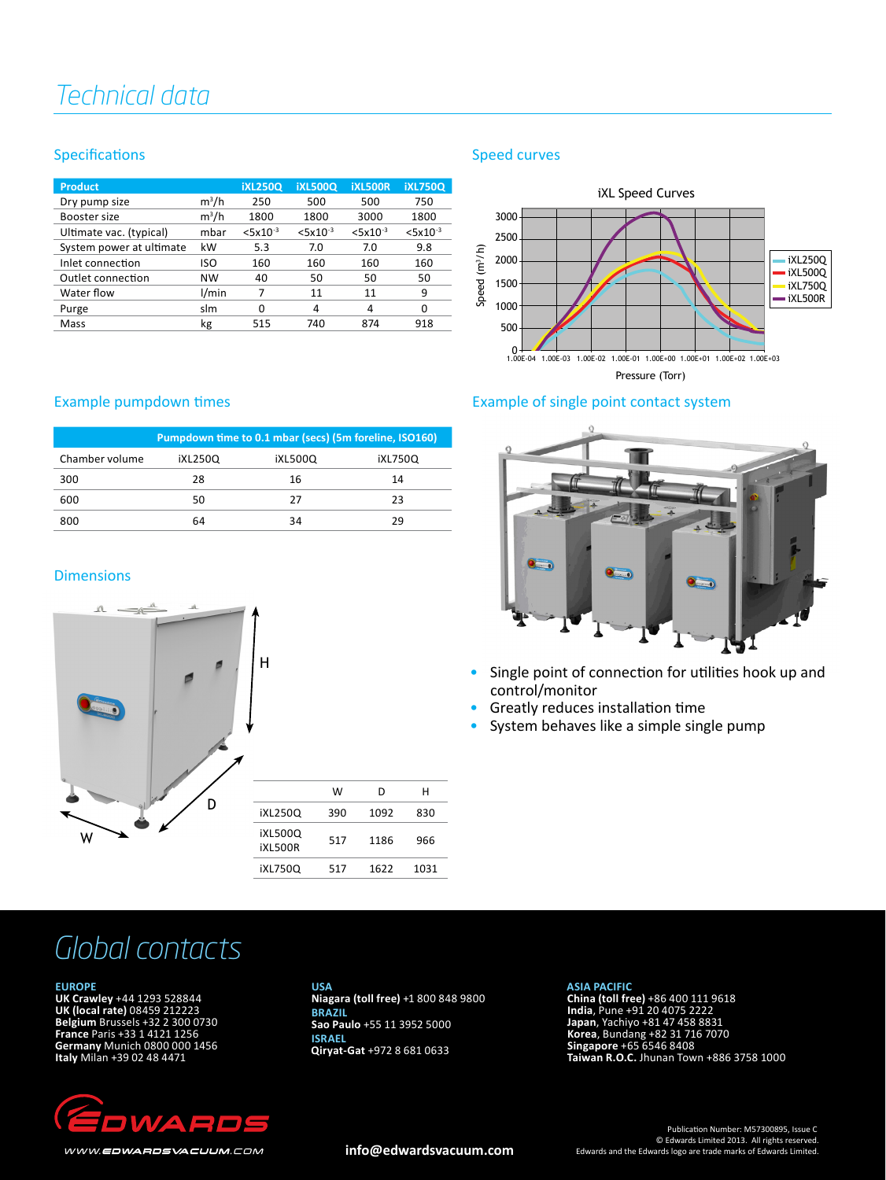# Technical data

## Specifications

| Product | | iXL250Q | iXL500Q | iXL500R | iXL750Q |
|---|---|---|---|---|---|
| Dry pump size | $m^3/h$ | 250 | 500 | 500 | 750 |
| Booster size | $m^3/h$ | 1800 | 1800 | 3000 | 1800 |
| Ultimate vac. (typical) | mbar | $<5x10^{-3}$ | $<5x10^{-3}$ | $<5x10^{-3}$ | $<5x10^{-3}$ |
| System power at ultimate | kW | 5.3 | 7.0 | 7.0 | 9.8 |
| Inlet connection | ISO | 160 | 160 | 160 | 160 |
| Outlet connection | NW | 40 | 50 | 50 | 50 |
| Water flow | l/min | 7 | 11 | 11 | 9 |
| Purge | slm | 0 | 4 | 4 | 0 |
| Mass | kg | 515 | 740 | 874 | 918 |

## Speed curves

iXL Speed Curves

Speed ($m^3/h$)

3000
2500
2000
1500
1000
500
0

1.00E-04 1.00E-03 1.00E-02 1.00E-01 1.00E+00 1.00E+01 1.00E+02 1.00E+03

Pressure (Torr)

iXL250Q
iXL500Q
iXL750Q
iXL500R

## Example pumpdown times

| | Pumpdown time to 0.1 mbar (secs) (5m foreline, ISO160) | | |
|---|---|---|---|
| Chamber volume | iXL250Q | iXL500Q | iXL750Q |
| 300 | 28 | 16 | 14 |
| 600 | 50 | 27 | 23 |
| 800 | 64 | 34 | 29 |

## Example of single point contact system

- Single point of connection for utilities hook up and control/monitor
- Greatly reduces installation time
- System behaves like a simple single pump

## Dimensions

H

D

W

| | W | D | H |
|---|---|---|---|
| iXL250Q | 390 | 1092 | 830 |
| iXL500Q iXL500R | 517 | 1186 | 966 |
| iXL750Q | 517 | 1622 | 1031 |

# Global contacts

**EUROPE**
**UK Crawley** +44 1293 528844
**UK (local rate)** 08459 212223
**Belgium** Brussels +32 2 300 0730
**France** Paris +33 1 4121 1256
**Germany** Munich 0800 000 1456
**Italy** Milan +39 02 48 4471

**USA**
**Niagara (toll free)** +1 800 848 9800
**BRAZIL**
**Sao Paulo** +55 11 3952 5000
**ISRAEL**
**Qiryat-Gat** +972 8 681 0633

**ASIA PACIFIC**
**China (toll free)** +86 400 111 9618
**India**, Pune +91 20 4075 2222
**Japan**, Yachiyo +81 47 458 8831
**Korea**, Bundang +82 31 716 7070
**Singapore** +65 6546 8408
**Taiwan R.O.C.** Jhunan Town +886 3758 1000

EDWARDS
WWW.EDWARDSVACUUM.COM

**info@edwardsvacuum.com**

Publication Number: M57300895, Issue C
© Edwards Limited 2013. All rights reserved.
Edwards and the Edwards logo are trade marks of Edwards Limited.